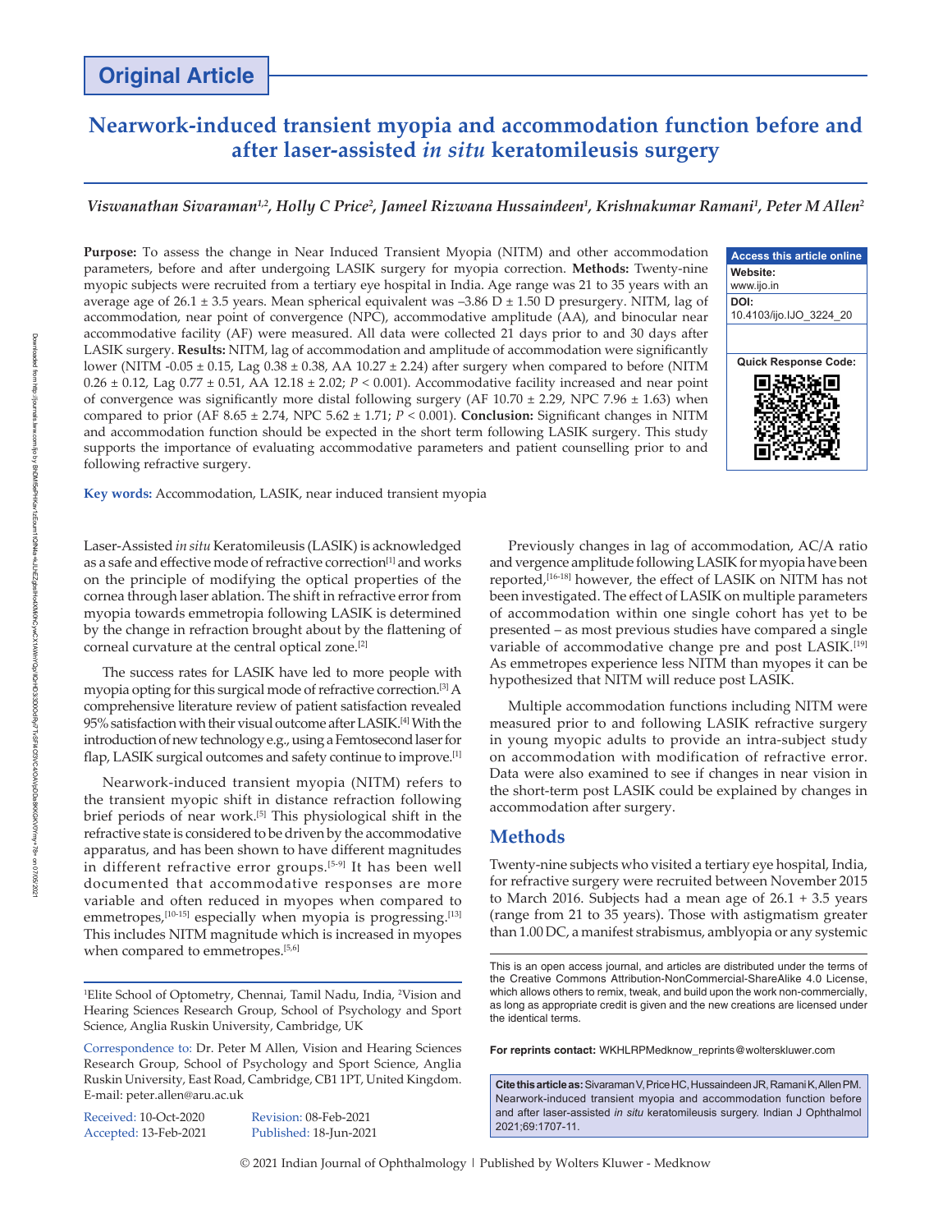Original Article

# Nearwork-induced transient myopia and accommodation function before and after laser-assisted *in situ* keratomileusis surgery

*Viswanathan Sivaraman[1,2], Holly C Price[2], Jameel Rizwana Hussaindeen[1], Krishnakumar Ramani[1], Peter M Allen[2]*

**Purpose:** To assess the change in Near Induced Transient Myopia (NITM) and other accommodation parameters, before and after undergoing LASIK surgery for myopia correction. **Methods:** Twenty-nine myopic subjects were recruited from a tertiary eye hospital in India. Age range was 21 to 35 years with an average age of 26.1 ± 3.5 years. Mean spherical equivalent was –3.86 D ± 1.50 D presurgery. NITM, lag of accommodation, near point of convergence (NPC), accommodative amplitude (AA), and binocular near accommodative facility (AF) were measured. All data were collected 21 days prior to and 30 days after LASIK surgery. **Results:** NITM, lag of accommodation and amplitude of accommodation were significantly lower (NITM -0.05 ± 0.15, Lag 0.38 ± 0.38, AA 10.27 ± 2.24) after surgery when compared to before (NITM 0.26 ± 0.12, Lag 0.77 ± 0.51, AA 12.18 ± 2.02; $P < 0.001$). Accommodative facility increased and near point of convergence was significantly more distal following surgery (AF 10.70 ± 2.29, NPC 7.96 ± 1.63) when compared to prior (AF 8.65 ± 2.74, NPC 5.62 ± 1.71; $P < 0.001$). **Conclusion:** Significant changes in NITM and accommodation function should be expected in the short term following LASIK surgery. This study supports the importance of evaluating accommodative parameters and patient counselling prior to and following refractive surgery.

| Access this article online |
|---|
| **Website:** www.ijo.in |
| **DOI:** 10.4103/ijo.IJO_3224_20 |
| **Quick Response Code:** |

**Key words:** Accommodation, LASIK, near induced transient myopia

Laser-Assisted *in situ* Keratomileusis (LASIK) is acknowledged as a safe and effective mode of refractive correction[1] and works on the principle of modifying the optical properties of the cornea through laser ablation. The shift in refractive error from myopia towards emmetropia following LASIK is determined by the change in refraction brought about by the flattening of corneal curvature at the central optical zone.[2]

The success rates for LASIK have led to more people with myopia opting for this surgical mode of refractive correction.[3] A comprehensive literature review of patient satisfaction revealed 95% satisfaction with their visual outcome after LASIK.[4] With the introduction of new technology e.g., using a Femtosecond laser for flap, LASIK surgical outcomes and safety continue to improve.[1]

Nearwork-induced transient myopia (NITM) refers to the transient myopic shift in distance refraction following brief periods of near work.[5] This physiological shift in the refractive state is considered to be driven by the accommodative apparatus, and has been shown to have different magnitudes in different refractive error groups.[5-9] It has been well documented that accommodative responses are more variable and often reduced in myopes when compared to emmetropes,[10-15] especially when myopia is progressing.[13] This includes NITM magnitude which is increased in myopes when compared to emmetropes.[5,6]

Previously changes in lag of accommodation, AC/A ratio and vergence amplitude following LASIK for myopia have been reported,[16-18] however, the effect of LASIK on NITM has not been investigated. The effect of LASIK on multiple parameters of accommodation within one single cohort has yet to be presented – as most previous studies have compared a single variable of accommodative change pre and post LASIK.[19] As emmetropes experience less NITM than myopes it can be hypothesized that NITM will reduce post LASIK.

Multiple accommodation functions including NITM were measured prior to and following LASIK refractive surgery in young myopic adults to provide an intra-subject study on accommodation with modification of refractive error. Data were also examined to see if changes in near vision in the short-term post LASIK could be explained by changes in accommodation after surgery.

## Methods

Twenty-nine subjects who visited a tertiary eye hospital, India, for refractive surgery were recruited between November 2015 to March 2016. Subjects had a mean age of 26.1 + 3.5 years (range from 21 to 35 years). Those with astigmatism greater than 1.00 DC, a manifest strabismus, amblyopia or any systemic

[1]Elite School of Optometry, Chennai, Tamil Nadu, India, [2]Vision and Hearing Sciences Research Group, School of Psychology and Sport Science, Anglia Ruskin University, Cambridge, UK

Correspondence to: Dr. Peter M Allen, Vision and Hearing Sciences Research Group, School of Psychology and Sport Science, Anglia Ruskin University, East Road, Cambridge, CB1 1PT, United Kingdom. E-mail: peter.allen@aru.ac.uk

Received: 10-Oct-2020 Revision: 08-Feb-2021
Accepted: 13-Feb-2021 Published: 18-Jun-2021

This is an open access journal, and articles are distributed under the terms of the Creative Commons Attribution-NonCommercial-ShareAlike 4.0 License, which allows others to remix, tweak, and build upon the work non-commercially, as long as appropriate credit is given and the new creations are licensed under the identical terms.

**For reprints contact:** WKHLRPMedknow_reprints@wolterskluwer.com

**Cite this article as:** Sivaraman V, Price HC, Hussaindeen JR, Ramani K, Allen PM. Nearwork-induced transient myopia and accommodation function before and after laser-assisted *in situ* keratomileusis surgery. Indian J Ophthalmol 2021;69:1707-11.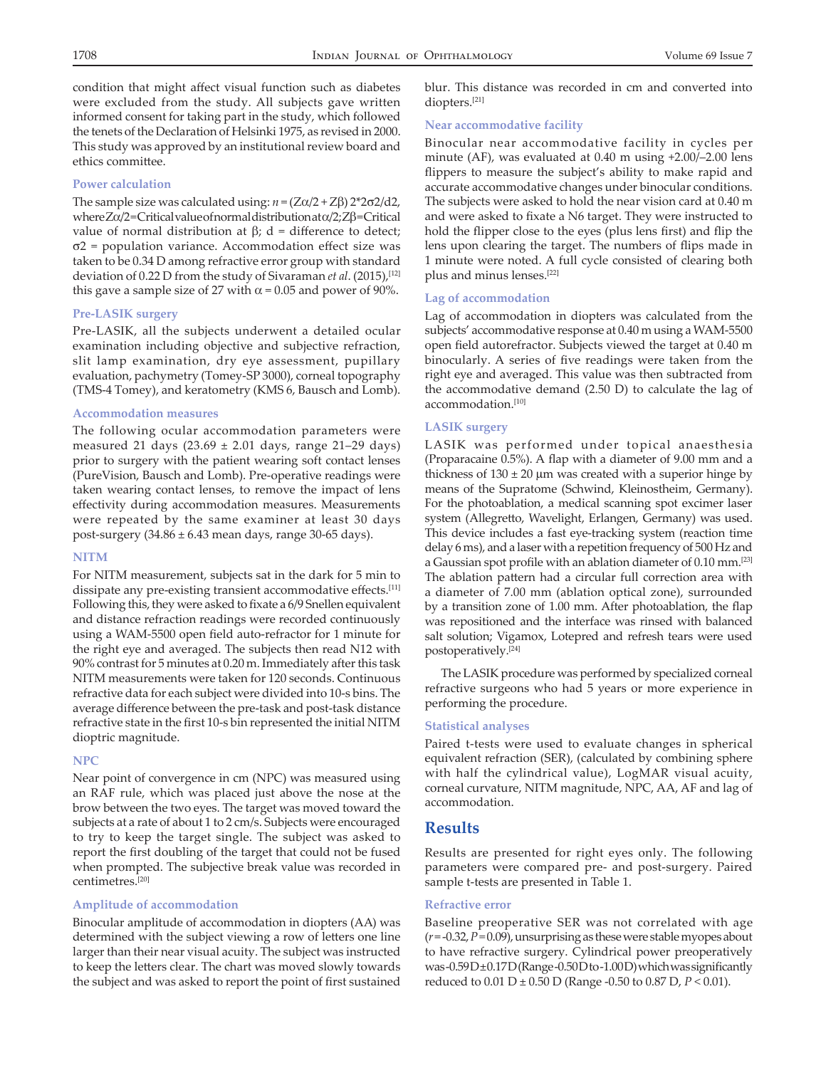condition that might affect visual function such as diabetes were excluded from the study. All subjects gave written informed consent for taking part in the study, which followed the tenets of the Declaration of Helsinki 1975, as revised in 2000. This study was approved by an institutional review board and ethics committee.

### Power calculation

The sample size was calculated using: $n = (Z\alpha/2 + Z\beta)\, 2{*}2\sigma 2/d2$, where $Z\alpha/2$=Critical value of normal distribution at $\alpha/2$; $Z\beta$=Critical value of normal distribution at $\beta$; d = difference to detect; $\sigma 2$ = population variance. Accommodation effect size was taken to be 0.34 D among refractive error group with standard deviation of 0.22 D from the study of Sivaraman *et al*. (2015),[12] this gave a sample size of 27 with $\alpha = 0.05$ and power of 90%.

### Pre-LASIK surgery

Pre-LASIK, all the subjects underwent a detailed ocular examination including objective and subjective refraction, slit lamp examination, dry eye assessment, pupillary evaluation, pachymetry (Tomey-SP 3000), corneal topography (TMS-4 Tomey), and keratometry (KMS 6, Bausch and Lomb).

### Accommodation measures

The following ocular accommodation parameters were measured 21 days (23.69 ± 2.01 days, range 21–29 days) prior to surgery with the patient wearing soft contact lenses (PureVision, Bausch and Lomb). Pre-operative readings were taken wearing contact lenses, to remove the impact of lens effectivity during accommodation measures. Measurements were repeated by the same examiner at least 30 days post-surgery (34.86 ± 6.43 mean days, range 30-65 days).

### NITM

For NITM measurement, subjects sat in the dark for 5 min to dissipate any pre-existing transient accommodative effects.[11] Following this, they were asked to fixate a 6/9 Snellen equivalent and distance refraction readings were recorded continuously using a WAM-5500 open field auto-refractor for 1 minute for the right eye and averaged. The subjects then read N12 with 90% contrast for 5 minutes at 0.20 m. Immediately after this task NITM measurements were taken for 120 seconds. Continuous refractive data for each subject were divided into 10-s bins. The average difference between the pre-task and post-task distance refractive state in the first 10-s bin represented the initial NITM dioptric magnitude.

### NPC

Near point of convergence in cm (NPC) was measured using an RAF rule, which was placed just above the nose at the brow between the two eyes. The target was moved toward the subjects at a rate of about 1 to 2 cm/s. Subjects were encouraged to try to keep the target single. The subject was asked to report the first doubling of the target that could not be fused when prompted. The subjective break value was recorded in centimetres.[20]

### Amplitude of accommodation

Binocular amplitude of accommodation in diopters (AA) was determined with the subject viewing a row of letters one line larger than their near visual acuity. The subject was instructed to keep the letters clear. The chart was moved slowly towards the subject and was asked to report the point of first sustained blur. This distance was recorded in cm and converted into diopters.[21]

### Near accommodative facility

Binocular near accommodative facility in cycles per minute (AF), was evaluated at 0.40 m using +2.00/–2.00 lens flippers to measure the subject's ability to make rapid and accurate accommodative changes under binocular conditions. The subjects were asked to hold the near vision card at 0.40 m and were asked to fixate a N6 target. They were instructed to hold the flipper close to the eyes (plus lens first) and flip the lens upon clearing the target. The numbers of flips made in 1 minute were noted. A full cycle consisted of clearing both plus and minus lenses.[22]

### Lag of accommodation

Lag of accommodation in diopters was calculated from the subjects' accommodative response at 0.40 m using a WAM-5500 open field autorefractor. Subjects viewed the target at 0.40 m binocularly. A series of five readings were taken from the right eye and averaged. This value was then subtracted from the accommodative demand (2.50 D) to calculate the lag of accommodation.[10]

### LASIK surgery

LASIK was performed under topical anaesthesia (Proparacaine 0.5%). A flap with a diameter of 9.00 mm and a thickness of 130 ± 20 μm was created with a superior hinge by means of the Supratome (Schwind, Kleinostheim, Germany). For the photoablation, a medical scanning spot excimer laser system (Allegretto, Wavelight, Erlangen, Germany) was used. This device includes a fast eye-tracking system (reaction time delay 6 ms), and a laser with a repetition frequency of 500 Hz and a Gaussian spot profile with an ablation diameter of 0.10 mm.[23] The ablation pattern had a circular full correction area with a diameter of 7.00 mm (ablation optical zone), surrounded by a transition zone of 1.00 mm. After photoablation, the flap was repositioned and the interface was rinsed with balanced salt solution; Vigamox, Lotepred and refresh tears were used postoperatively.[24]

The LASIK procedure was performed by specialized corneal refractive surgeons who had 5 years or more experience in performing the procedure.

### Statistical analyses

Paired t-tests were used to evaluate changes in spherical equivalent refraction (SER), (calculated by combining sphere with half the cylindrical value), LogMAR visual acuity, corneal curvature, NITM magnitude, NPC, AA, AF and lag of accommodation.

## Results

Results are presented for right eyes only. The following parameters were compared pre- and post-surgery. Paired sample t-tests are presented in Table 1.

### Refractive error

Baseline preoperative SER was not correlated with age ($r$ = -0.32, $P$ = 0.09), unsurprising as these were stable myopes about to have refractive surgery. Cylindrical power preoperatively was -0.59 D ± 0.17 D (Range -0.50 D to -1.00 D) which was significantly reduced to 0.01 D ± 0.50 D (Range -0.50 to 0.87 D, $P < 0.01$).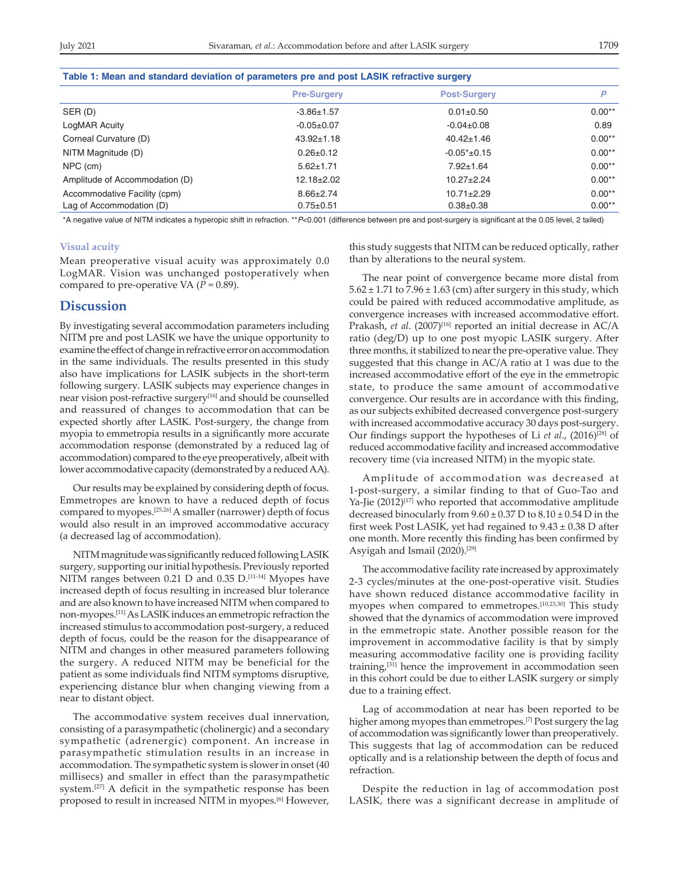**Table 1: Mean and standard deviation of parameters pre and post LASIK refractive surgery**

| | Pre-Surgery | Post-Surgery | *P* |
|---|---|---|---|
| SER (D) | -3.86±1.57 | 0.01±0.50 | 0.00** |
| LogMAR Acuity | -0.05±0.07 | -0.04±0.08 | 0.89 |
| Corneal Curvature (D) | 43.92±1.18 | 40.42±1.46 | 0.00** |
| NITM Magnitude (D) | 0.26±0.12 | -0.05*±0.15 | 0.00** |
| NPC (cm) | 5.62±1.71 | 7.92±1.64 | 0.00** |
| Amplitude of Accommodation (D) | 12.18±2.02 | 10.27±2.24 | 0.00** |
| Accommodative Facility (cpm) | 8.66±2.74 | 10.71±2.29 | 0.00** |
| Lag of Accommodation (D) | 0.75±0.51 | 0.38±0.38 | 0.00** |

*A negative value of NITM indicates a hyperopic shift in refraction. ***P*<0.001 (difference between pre and post-surgery is significant at the 0.05 level, 2 tailed)

### Visual acuity

Mean preoperative visual acuity was approximately 0.0 LogMAR. Vision was unchanged postoperatively when compared to pre-operative VA ($P = 0.89$).

## Discussion

By investigating several accommodation parameters including NITM pre and post LASIK we have the unique opportunity to examine the effect of change in refractive error on accommodation in the same individuals. The results presented in this study also have implications for LASIK subjects in the short-term following surgery. LASIK subjects may experience changes in near vision post-refractive surgery[16] and should be counselled and reassured of changes to accommodation that can be expected shortly after LASIK. Post-surgery, the change from myopia to emmetropia results in a significantly more accurate accommodation response (demonstrated by a reduced lag of accommodation) compared to the eye preoperatively, albeit with lower accommodative capacity (demonstrated by a reduced AA).

Our results may be explained by considering depth of focus. Emmetropes are known to have a reduced depth of focus compared to myopes.[25,26] A smaller (narrower) depth of focus would also result in an improved accommodative accuracy (a decreased lag of accommodation).

NITM magnitude was significantly reduced following LASIK surgery, supporting our initial hypothesis. Previously reported NITM ranges between 0.21 D and 0.35 D.[11-14] Myopes have increased depth of focus resulting in increased blur tolerance and are also known to have increased NITM when compared to non-myopes.[11] As LASIK induces an emmetropic refraction the increased stimulus to accommodation post-surgery, a reduced depth of focus, could be the reason for the disappearance of NITM and changes in other measured parameters following the surgery. A reduced NITM may be beneficial for the patient as some individuals find NITM symptoms disruptive, experiencing distance blur when changing viewing from a near to distant object.

The accommodative system receives dual innervation, consisting of a parasympathetic (cholinergic) and a secondary sympathetic (adrenergic) component. An increase in parasympathetic stimulation results in an increase in accommodation. The sympathetic system is slower in onset (40 millisecs) and smaller in effect than the parasympathetic system.[27] A deficit in the sympathetic response has been proposed to result in increased NITM in myopes.[6] However, this study suggests that NITM can be reduced optically, rather than by alterations to the neural system.

The near point of convergence became more distal from 5.62 ± 1.71 to 7.96 ± 1.63 (cm) after surgery in this study, which could be paired with reduced accommodative amplitude, as convergence increases with increased accommodative effort. Prakash, *et al*. (2007)[16] reported an initial decrease in AC/A ratio (deg/D) up to one post myopic LASIK surgery. After three months, it stabilized to near the pre-operative value. They suggested that this change in AC/A ratio at 1 was due to the increased accommodative effort of the eye in the emmetropic state, to produce the same amount of accommodative convergence. Our results are in accordance with this finding, as our subjects exhibited decreased convergence post-surgery with increased accommodative accuracy 30 days post-surgery. Our findings support the hypotheses of Li *et al*., (2016)[28] of reduced accommodative facility and increased accommodative recovery time (via increased NITM) in the myopic state.

Amplitude of accommodation was decreased at 1-post-surgery, a similar finding to that of Guo-Tao and Ya-Jie (2012)[17] who reported that accommodative amplitude decreased binocularly from 9.60 ± 0.37 D to 8.10 ± 0.54 D in the first week Post LASIK, yet had regained to 9.43 ± 0.38 D after one month. More recently this finding has been confirmed by Asyigah and Ismail (2020).[29]

The accommodative facility rate increased by approximately 2-3 cycles/minutes at the one-post-operative visit. Studies have shown reduced distance accommodative facility in myopes when compared to emmetropes.[10,23,30] This study showed that the dynamics of accommodation were improved in the emmetropic state. Another possible reason for the improvement in accommodative facility is that by simply measuring accommodative facility one is providing facility training,[31] hence the improvement in accommodation seen in this cohort could be due to either LASIK surgery or simply due to a training effect.

Lag of accommodation at near has been reported to be higher among myopes than emmetropes.[7] Post surgery the lag of accommodation was significantly lower than preoperatively. This suggests that lag of accommodation can be reduced optically and is a relationship between the depth of focus and refraction.

Despite the reduction in lag of accommodation post LASIK, there was a significant decrease in amplitude of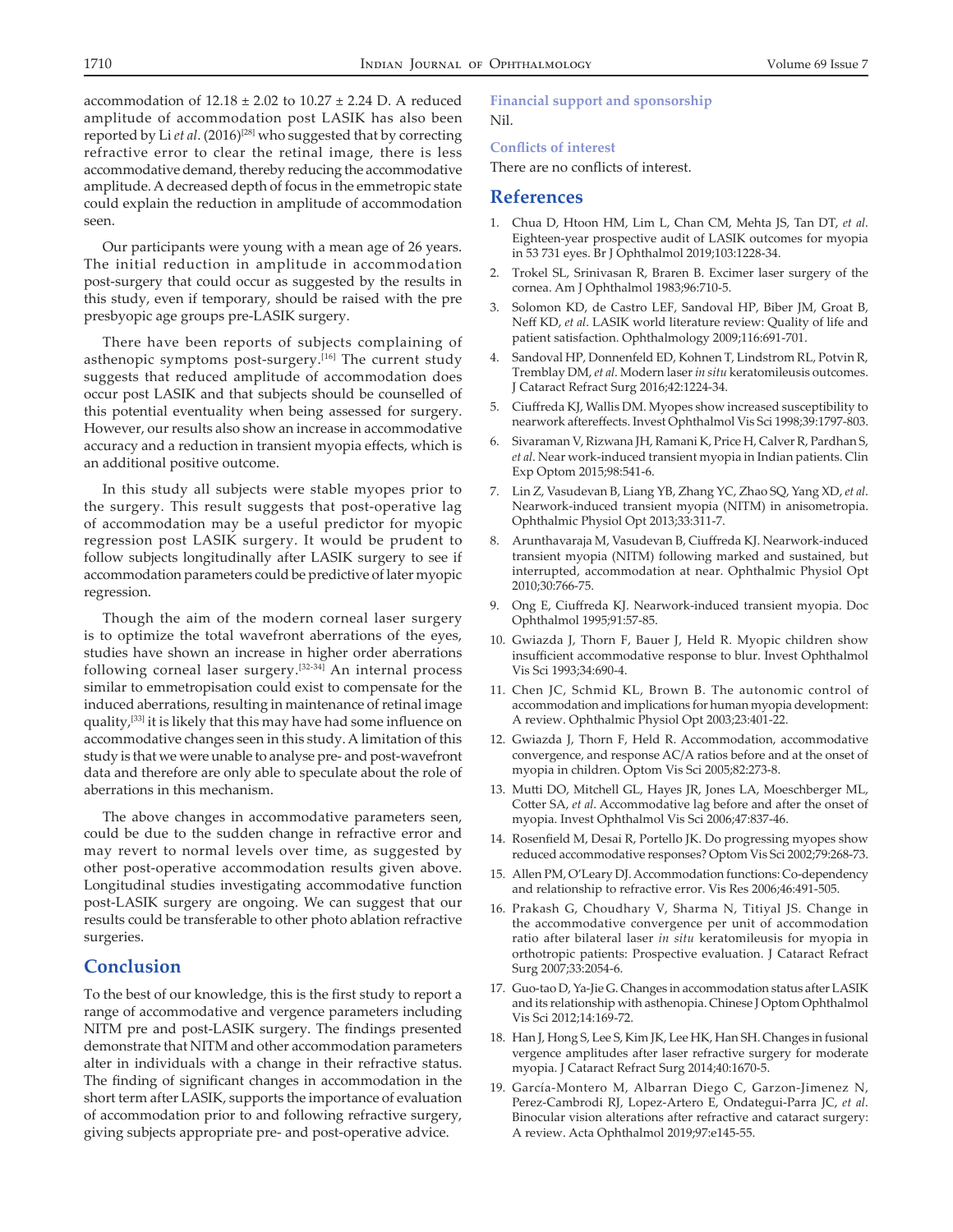accommodation of 12.18 ± 2.02 to 10.27 ± 2.24 D. A reduced amplitude of accommodation post LASIK has also been reported by Li *et al*. (2016)[28] who suggested that by correcting refractive error to clear the retinal image, there is less accommodative demand, thereby reducing the accommodative amplitude. A decreased depth of focus in the emmetropic state could explain the reduction in amplitude of accommodation seen.

Our participants were young with a mean age of 26 years. The initial reduction in amplitude in accommodation post-surgery that could occur as suggested by the results in this study, even if temporary, should be raised with the pre presbyopic age groups pre-LASIK surgery.

There have been reports of subjects complaining of asthenopic symptoms post-surgery.[16] The current study suggests that reduced amplitude of accommodation does occur post LASIK and that subjects should be counselled of this potential eventuality when being assessed for surgery. However, our results also show an increase in accommodative accuracy and a reduction in transient myopia effects, which is an additional positive outcome.

In this study all subjects were stable myopes prior to the surgery. This result suggests that post-operative lag of accommodation may be a useful predictor for myopic regression post LASIK surgery. It would be prudent to follow subjects longitudinally after LASIK surgery to see if accommodation parameters could be predictive of later myopic regression.

Though the aim of the modern corneal laser surgery is to optimize the total wavefront aberrations of the eyes, studies have shown an increase in higher order aberrations following corneal laser surgery.[32-34] An internal process similar to emmetropisation could exist to compensate for the induced aberrations, resulting in maintenance of retinal image quality,[33] it is likely that this may have had some influence on accommodative changes seen in this study. A limitation of this study is that we were unable to analyse pre- and post-wavefront data and therefore are only able to speculate about the role of aberrations in this mechanism.

The above changes in accommodative parameters seen, could be due to the sudden change in refractive error and may revert to normal levels over time, as suggested by other post-operative accommodation results given above. Longitudinal studies investigating accommodative function post-LASIK surgery are ongoing. We can suggest that our results could be transferable to other photo ablation refractive surgeries.

## Conclusion

To the best of our knowledge, this is the first study to report a range of accommodative and vergence parameters including NITM pre and post-LASIK surgery. The findings presented demonstrate that NITM and other accommodation parameters alter in individuals with a change in their refractive status. The finding of significant changes in accommodation in the short term after LASIK, supports the importance of evaluation of accommodation prior to and following refractive surgery, giving subjects appropriate pre- and post-operative advice.

### Financial support and sponsorship

Nil.

### Conflicts of interest

There are no conflicts of interest.

## References

1. Chua D, Htoon HM, Lim L, Chan CM, Mehta JS, Tan DT, *et al*. Eighteen-year prospective audit of LASIK outcomes for myopia in 53 731 eyes. Br J Ophthalmol 2019;103:1228-34.
2. Trokel SL, Srinivasan R, Braren B. Excimer laser surgery of the cornea. Am J Ophthalmol 1983;96:710-5.
3. Solomon KD, de Castro LEF, Sandoval HP, Biber JM, Groat B, Neff KD, *et al*. LASIK world literature review: Quality of life and patient satisfaction. Ophthalmology 2009;116:691-701.
4. Sandoval HP, Donnenfeld ED, Kohnen T, Lindstrom RL, Potvin R, Tremblay DM, *et al*. Modern laser *in situ* keratomileusis outcomes. J Cataract Refract Surg 2016;42:1224-34.
5. Ciuffreda KJ, Wallis DM. Myopes show increased susceptibility to nearwork aftereffects. Invest Ophthalmol Vis Sci 1998;39:1797-803.
6. Sivaraman V, Rizwana JH, Ramani K, Price H, Calver R, Pardhan S, *et al*. Near work-induced transient myopia in Indian patients. Clin Exp Optom 2015;98:541-6.
7. Lin Z, Vasudevan B, Liang YB, Zhang YC, Zhao SQ, Yang XD, *et al*. Nearwork-induced transient myopia (NITM) in anisometropia. Ophthalmic Physiol Opt 2013;33:311-7.
8. Arunthavaraja M, Vasudevan B, Ciuffreda KJ. Nearwork-induced transient myopia (NITM) following marked and sustained, but interrupted, accommodation at near. Ophthalmic Physiol Opt 2010;30:766-75.
9. Ong E, Ciuffreda KJ. Nearwork-induced transient myopia. Doc Ophthalmol 1995;91:57-85.
10. Gwiazda J, Thorn F, Bauer J, Held R. Myopic children show insufficient accommodative response to blur. Invest Ophthalmol Vis Sci 1993;34:690-4.
11. Chen JC, Schmid KL, Brown B. The autonomic control of accommodation and implications for human myopia development: A review. Ophthalmic Physiol Opt 2003;23:401-22.
12. Gwiazda J, Thorn F, Held R. Accommodation, accommodative convergence, and response AC/A ratios before and at the onset of myopia in children. Optom Vis Sci 2005;82:273-8.
13. Mutti DO, Mitchell GL, Hayes JR, Jones LA, Moeschberger ML, Cotter SA, *et al*. Accommodative lag before and after the onset of myopia. Invest Ophthalmol Vis Sci 2006;47:837-46.
14. Rosenfield M, Desai R, Portello JK. Do progressing myopes show reduced accommodative responses? Optom Vis Sci 2002;79:268-73.
15. Allen PM, O'Leary DJ. Accommodation functions: Co-dependency and relationship to refractive error. Vis Res 2006;46:491-505.
16. Prakash G, Choudhary V, Sharma N, Titiyal JS. Change in the accommodative convergence per unit of accommodation ratio after bilateral laser *in situ* keratomileusis for myopia in orthotropic patients: Prospective evaluation. J Cataract Refract Surg 2007;33:2054-6.
17. Guo-tao D, Ya-Jie G. Changes in accommodation status after LASIK and its relationship with asthenopia. Chinese J Optom Ophthalmol Vis Sci 2012;14:169-72.
18. Han J, Hong S, Lee S, Kim JK, Lee HK, Han SH. Changes in fusional vergence amplitudes after laser refractive surgery for moderate myopia. J Cataract Refract Surg 2014;40:1670-5.
19. García-Montero M, Albarran Diego C, Garzon-Jimenez N, Perez-Cambrodi RJ, Lopez-Artero E, Ondategui-Parra JC, *et al*. Binocular vision alterations after refractive and cataract surgery: A review. Acta Ophthalmol 2019;97:e145-55.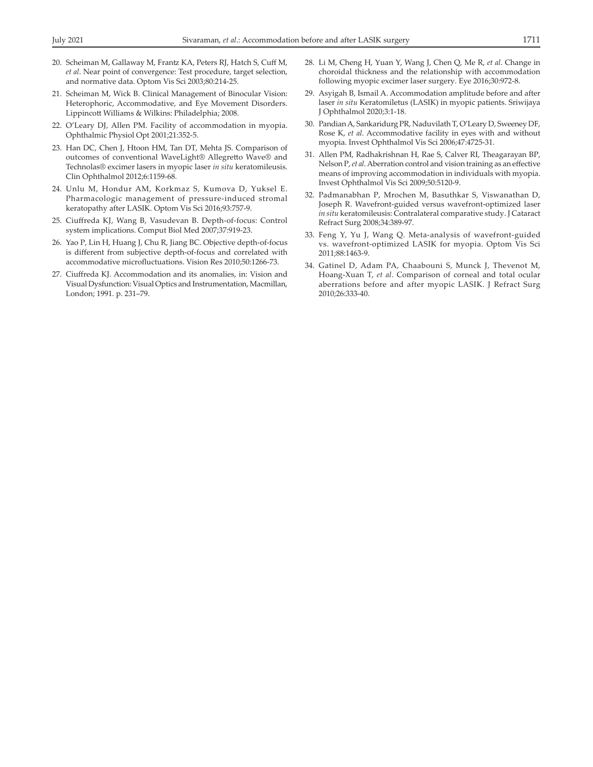20. Scheiman M, Gallaway M, Frantz KA, Peters RJ, Hatch S, Cuff M, *et al*. Near point of convergence: Test procedure, target selection, and normative data. Optom Vis Sci 2003;80:214-25.
21. Scheiman M, Wick B. Clinical Management of Binocular Vision: Heterophoric, Accommodative, and Eye Movement Disorders. Lippincott Williams & Wilkins: Philadelphia; 2008.
22. O'Leary DJ, Allen PM. Facility of accommodation in myopia. Ophthalmic Physiol Opt 2001;21:352-5.
23. Han DC, Chen J, Htoon HM, Tan DT, Mehta JS. Comparison of outcomes of conventional WaveLight® Allegretto Wave® and Technolas® excimer lasers in myopic laser *in situ* keratomileusis. Clin Ophthalmol 2012;6:1159-68.
24. Unlu M, Hondur AM, Korkmaz S, Kumova D, Yuksel E. Pharmacologic management of pressure-induced stromal keratopathy after LASIK. Optom Vis Sci 2016;93:757-9.
25. Ciuffreda KJ, Wang B, Vasudevan B. Depth-of-focus: Control system implications. Comput Biol Med 2007;37:919-23.
26. Yao P, Lin H, Huang J, Chu R, Jiang BC. Objective depth-of-focus is different from subjective depth-of-focus and correlated with accommodative microfluctuations. Vision Res 2010;50:1266-73.
27. Ciuffreda KJ. Accommodation and its anomalies, in: Vision and Visual Dysfunction: Visual Optics and Instrumentation, Macmillan, London; 1991. p. 231–79.
28. Li M, Cheng H, Yuan Y, Wang J, Chen Q, Me R, *et al*. Change in choroidal thickness and the relationship with accommodation following myopic excimer laser surgery. Eye 2016;30:972-8.
29. Asyigah B, Ismail A. Accommodation amplitude before and after laser *in situ* Keratomiletus (LASIK) in myopic patients. Sriwijaya J Ophthalmol 2020;3:1-18.
30. Pandian A, Sankaridurg PR, Naduvilath T, O'Leary D, Sweeney DF, Rose K, *et al*. Accommodative facility in eyes with and without myopia. Invest Ophthalmol Vis Sci 2006;47:4725-31.
31. Allen PM, Radhakrishnan H, Rae S, Calver RI, Theagarayan BP, Nelson P, *et al*. Aberration control and vision training as an effective means of improving accommodation in individuals with myopia. Invest Ophthalmol Vis Sci 2009;50:5120-9.
32. Padmanabhan P, Mrochen M, Basuthkar S, Viswanathan D, Joseph R. Wavefront-guided versus wavefront-optimized laser *in situ* keratomileusis: Contralateral comparative study. J Cataract Refract Surg 2008;34:389-97.
33. Feng Y, Yu J, Wang Q. Meta-analysis of wavefront-guided vs. wavefront-optimized LASIK for myopia. Optom Vis Sci 2011;88:1463-9.
34. Gatinel D, Adam PA, Chaabouni S, Munck J, Thevenot M, Hoang-Xuan T, *et al*. Comparison of corneal and total ocular aberrations before and after myopic LASIK. J Refract Surg 2010;26:333-40.